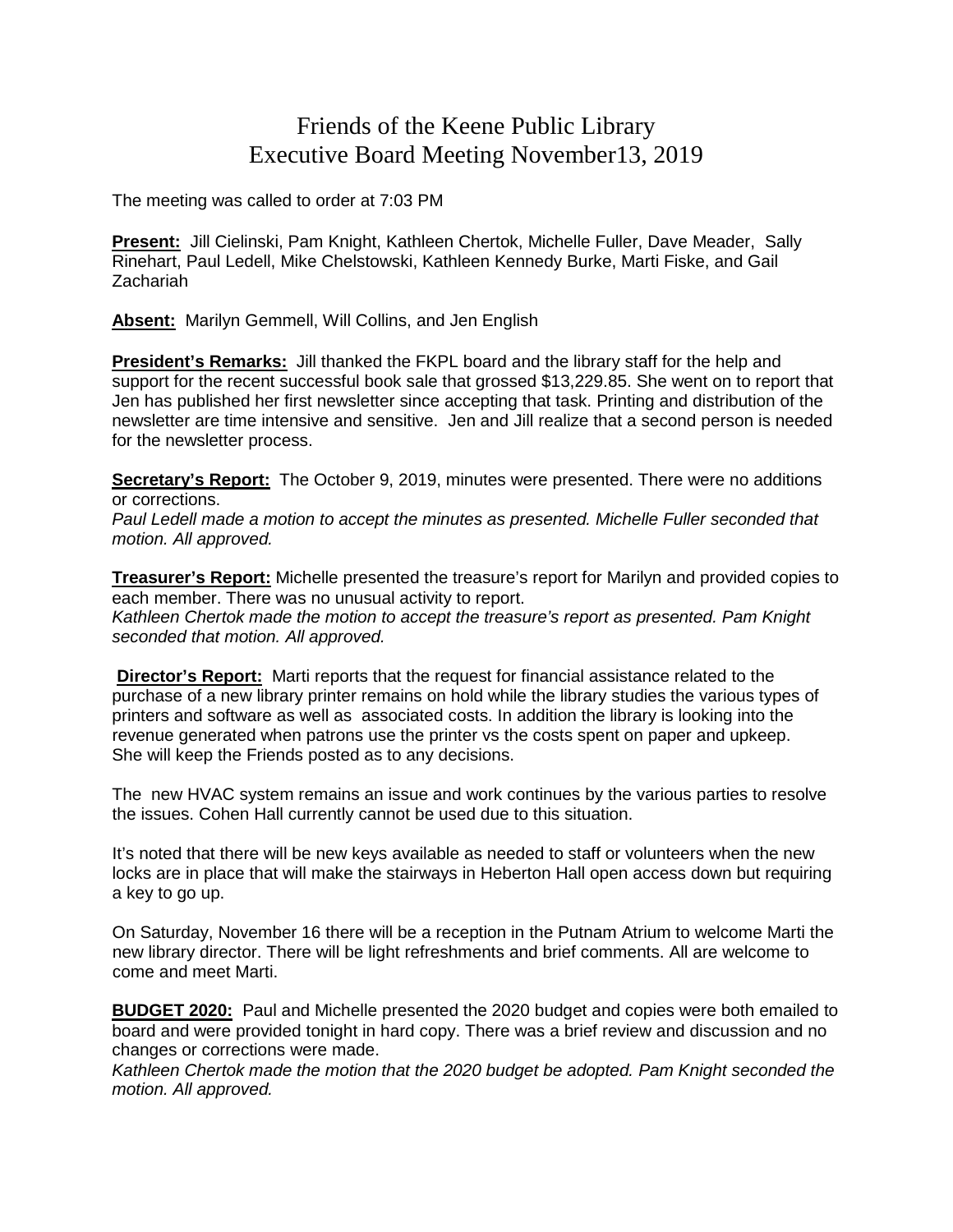# Friends of the Keene Public Library
## Executive Board Meeting November13, 2019

The meeting was called to order at 7:03 PM

**Present:** Jill Cielinski, Pam Knight, Kathleen Chertok, Michelle Fuller, Dave Meader, Sally Rinehart, Paul Ledell, Mike Chelstowski, Kathleen Kennedy Burke, Marti Fiske, and Gail Zachariah

**Absent:** Marilyn Gemmell, Will Collins, and Jen English

**President's Remarks:** Jill thanked the FKPL board and the library staff for the help and support for the recent successful book sale that grossed $13,229.85. She went on to report that Jen has published her first newsletter since accepting that task. Printing and distribution of the newsletter are time intensive and sensitive. Jen and Jill realize that a second person is needed for the newsletter process.

**Secretary's Report:** The October 9, 2019, minutes were presented. There were no additions or corrections.
*Paul Ledell made a motion to accept the minutes as presented. Michelle Fuller seconded that motion. All approved.*

**Treasurer's Report:** Michelle presented the treasure's report for Marilyn and provided copies to each member. There was no unusual activity to report.
*Kathleen Chertok made the motion to accept the treasure's report as presented. Pam Knight seconded that motion. All approved.*

**Director's Report:** Marti reports that the request for financial assistance related to the purchase of a new library printer remains on hold while the library studies the various types of printers and software as well as associated costs. In addition the library is looking into the revenue generated when patrons use the printer vs the costs spent on paper and upkeep. She will keep the Friends posted as to any decisions.

The new HVAC system remains an issue and work continues by the various parties to resolve the issues. Cohen Hall currently cannot be used due to this situation.

It's noted that there will be new keys available as needed to staff or volunteers when the new locks are in place that will make the stairways in Heberton Hall open access down but requiring a key to go up.

On Saturday, November 16 there will be a reception in the Putnam Atrium to welcome Marti the new library director. There will be light refreshments and brief comments. All are welcome to come and meet Marti.

**BUDGET 2020:** Paul and Michelle presented the 2020 budget and copies were both emailed to board and were provided tonight in hard copy. There was a brief review and discussion and no changes or corrections were made.
*Kathleen Chertok made the motion that the 2020 budget be adopted. Pam Knight seconded the motion. All approved.*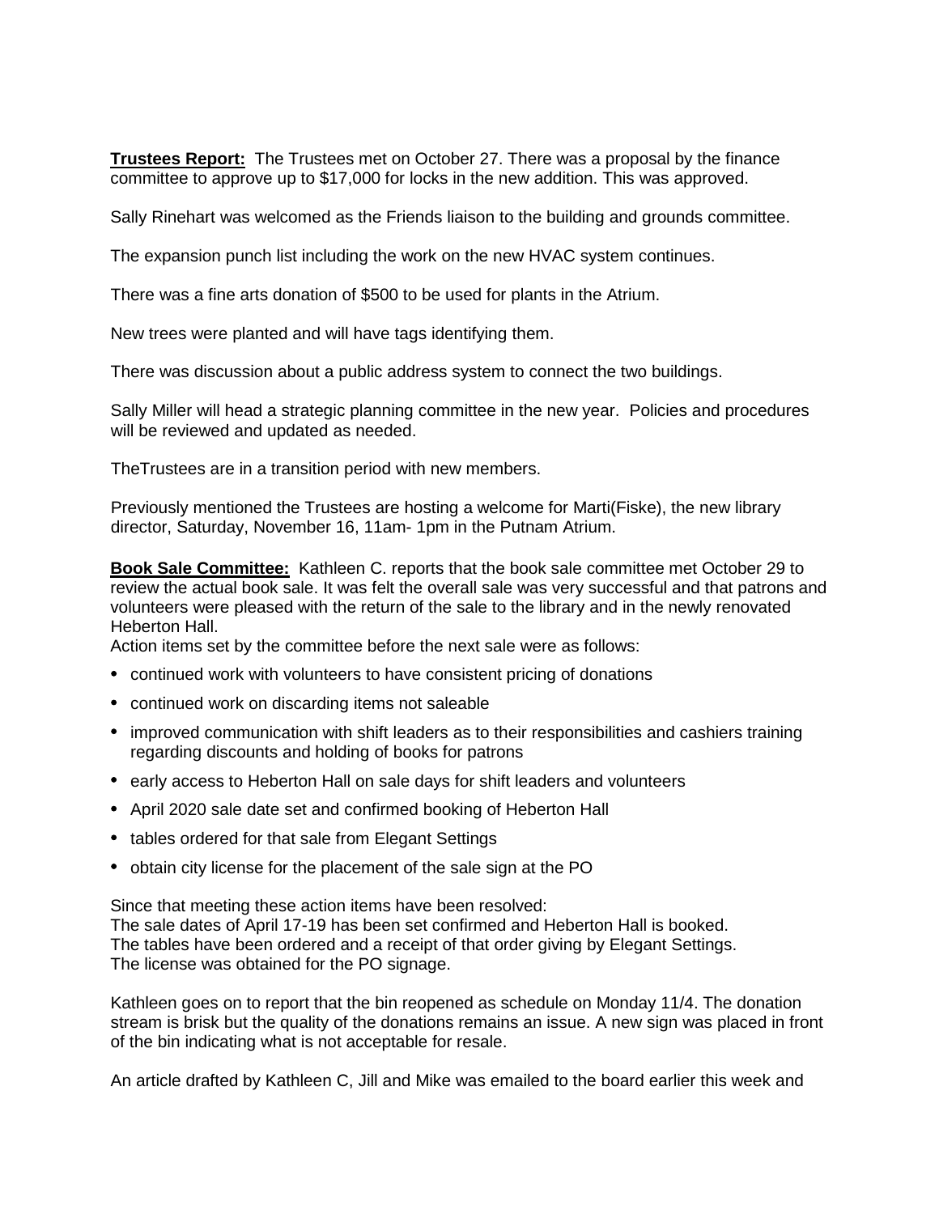**Trustees Report:** The Trustees met on October 27. There was a proposal by the finance committee to approve up to $17,000 for locks in the new addition. This was approved.

Sally Rinehart was welcomed as the Friends liaison to the building and grounds committee.

The expansion punch list including the work on the new HVAC system continues.

There was a fine arts donation of $500 to be used for plants in the Atrium.

New trees were planted and will have tags identifying them.

There was discussion about a public address system to connect the two buildings.

Sally Miller will head a strategic planning committee in the new year. Policies and procedures will be reviewed and updated as needed.

TheTrustees are in a transition period with new members.

Previously mentioned the Trustees are hosting a welcome for Marti(Fiske), the new library director, Saturday, November 16, 11am- 1pm in the Putnam Atrium.

**Book Sale Committee:** Kathleen C. reports that the book sale committee met October 29 to review the actual book sale. It was felt the overall sale was very successful and that patrons and volunteers were pleased with the return of the sale to the library and in the newly renovated Heberton Hall.
Action items set by the committee before the next sale were as follows:

- continued work with volunteers to have consistent pricing of donations
- continued work on discarding items not saleable
- improved communication with shift leaders as to their responsibilities and cashiers training regarding discounts and holding of books for patrons
- early access to Heberton Hall on sale days for shift leaders and volunteers
- April 2020 sale date set and confirmed booking of Heberton Hall
- tables ordered for that sale from Elegant Settings
- obtain city license for the placement of the sale sign at the PO

Since that meeting these action items have been resolved:
The sale dates of April 17-19 has been set confirmed and Heberton Hall is booked.
The tables have been ordered and a receipt of that order giving by Elegant Settings.
The license was obtained for the PO signage.

Kathleen goes on to report that the bin reopened as schedule on Monday 11/4. The donation stream is brisk but the quality of the donations remains an issue. A new sign was placed in front of the bin indicating what is not acceptable for resale.

An article drafted by Kathleen C, Jill and Mike was emailed to the board earlier this week and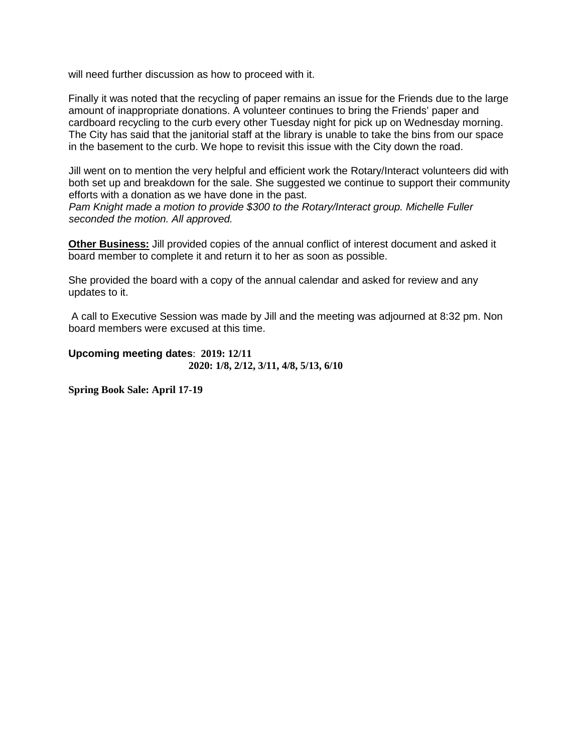will need further discussion as how to proceed with it.

Finally it was noted that the recycling of paper remains an issue for the Friends due to the large amount of inappropriate donations. A volunteer continues to bring the Friends' paper and cardboard recycling to the curb every other Tuesday night for pick up on Wednesday morning. The City has said that the janitorial staff at the library is unable to take the bins from our space in the basement to the curb. We hope to revisit this issue with the City down the road.

Jill went on to mention the very helpful and efficient work the Rotary/Interact volunteers did with both set up and breakdown for the sale. She suggested we continue to support their community efforts with a donation as we have done in the past.
*Pam Knight made a motion to provide $300 to the Rotary/Interact group. Michelle Fuller seconded the motion. All approved.*

**Other Business:** Jill provided copies of the annual conflict of interest document and asked it board member to complete it and return it to her as soon as possible.

She provided the board with a copy of the annual calendar and asked for review and any updates to it.

A call to Executive Session was made by Jill and the meeting was adjourned at 8:32 pm. Non board members were excused at this time.

**Upcoming meeting dates**: **2019: 12/11**
**2020: 1/8, 2/12, 3/11, 4/8, 5/13, 6/10**

**Spring Book Sale: April 17-19**